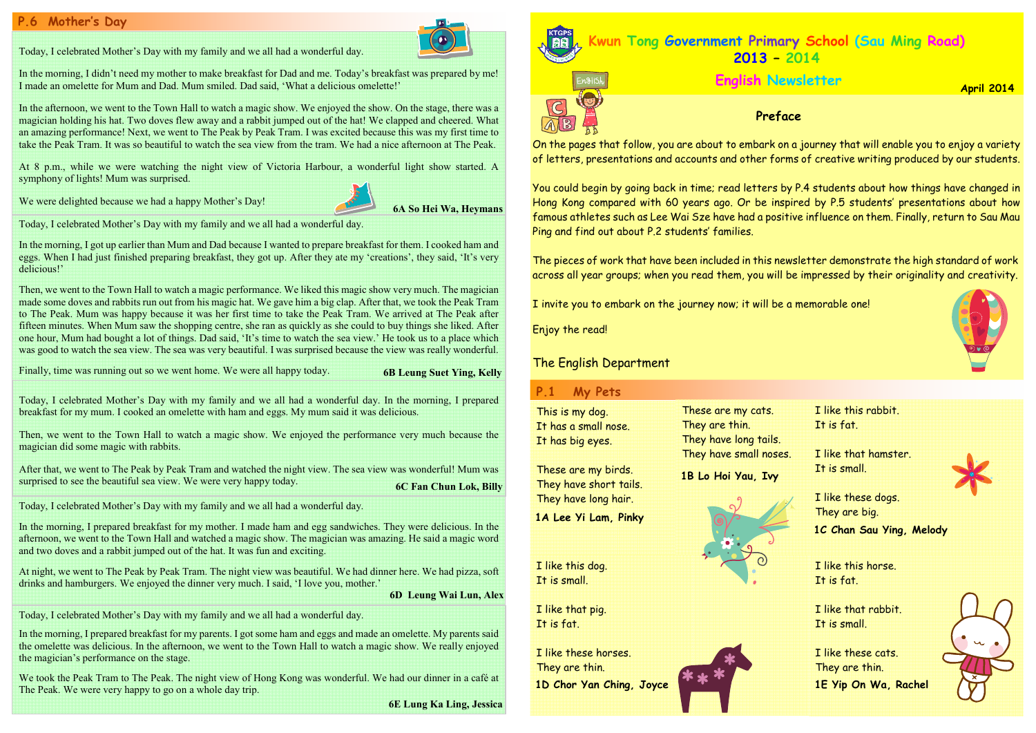# Kwun Tong Government Primary School (Sau Ming Road)

## 2013 – 2014

## English Newsletter

April 2014

### Preface

On the pages that follow, you are about to embark on a journey that will enable you to enjoy a variety of letters, presentations and accounts and other forms of creative writing produced by our students.

You could begin by going back in time; read letters by P.4 students about how things have changed in Hong Kong compared with 60 years ago. Or be inspired by P.5 students' presentations about how famous athletes such as Lee Wai Sze have had a positive influence on them. Finally, return to Sau Mau Ping and find out about P.2 students' families.

The pieces of work that have been included in this newsletter demonstrate the high standard of work across all year groups; when you read them, you will be impressed by their originality and creativity.

I invite you to embark on the journey now; it will be a memorable one!

Enjoy the read!

The English Department

## P.1 My Pets

This is my dog.
It has a small nose.
It has big eyes.

These are my birds.
They have short tails.
They have long hair.

**1A Lee Yi Lam, Pinky**

These are my cats.
They are thin.
They have long tails.
They have small noses.

**1B Lo Hoi Yau, Ivy**

I like this rabbit.
It is fat.

I like that hamster.
It is small.

I like these dogs.
They are big.

**1C Chan Sau Ying, Melody**

I like this dog.
It is small.

I like that pig.
It is fat.

I like these horses.
They are thin.

**1D Chor Yan Ching, Joyce**

I like this horse.
It is fat.

I like that rabbit.
It is small.

I like these cats.
They are thin.

**1E Yip On Wa, Rachel**

## P.6 Mother's Day

Today, I celebrated Mother's Day with my family and we all had a wonderful day.

In the morning, I didn't need my mother to make breakfast for Dad and me. Today's breakfast was prepared by me! I made an omelette for Mum and Dad. Mum smiled. Dad said, 'What a delicious omelette!'

In the afternoon, we went to the Town Hall to watch a magic show. We enjoyed the show. On the stage, there was a magician holding his hat. Two doves flew away and a rabbit jumped out of the hat! We clapped and cheered. What an amazing performance! Next, we went to The Peak by Peak Tram. I was excited because this was my first time to take the Peak Tram. It was so beautiful to watch the sea view from the tram. We had a nice afternoon at The Peak.

At 8 p.m., while we were watching the night view of Victoria Harbour, a wonderful light show started. A symphony of lights! Mum was surprised.

We were delighted because we had a happy Mother's Day!

**6A So Hei Wa, Heymans**

Today, I celebrated Mother's Day with my family and we all had a wonderful day.

In the morning, I got up earlier than Mum and Dad because I wanted to prepare breakfast for them. I cooked ham and eggs. When I had just finished preparing breakfast, they got up. After they ate my 'creations', they said, 'It's very delicious!'

Then, we went to the Town Hall to watch a magic performance. We liked this magic show very much. The magician made some doves and rabbits run out from his magic hat. We gave him a big clap. After that, we took the Peak Tram to The Peak. Mum was happy because it was her first time to take the Peak Tram. We arrived at The Peak after fifteen minutes. When Mum saw the shopping centre, she ran as quickly as she could to buy things she liked. After one hour, Mum had bought a lot of things. Dad said, 'It's time to watch the sea view.' He took us to a place which was good to watch the sea view. The sea was very beautiful. I was surprised because the view was really wonderful.

Finally, time was running out so we went home. We were all happy today.

**6B Leung Suet Ying, Kelly**

Today, I celebrated Mother's Day with my family and we all had a wonderful day. In the morning, I prepared breakfast for my mum. I cooked an omelette with ham and eggs. My mum said it was delicious.

Then, we went to the Town Hall to watch a magic show. We enjoyed the performance very much because the magician did some magic with rabbits.

After that, we went to The Peak by Peak Tram and watched the night view. The sea view was wonderful! Mum was surprised to see the beautiful sea view. We were very happy today.

**6C Fan Chun Lok, Billy**

Today, I celebrated Mother's Day with my family and we all had a wonderful day.

In the morning, I prepared breakfast for my mother. I made ham and egg sandwiches. They were delicious. In the afternoon, we went to the Town Hall and watched a magic show. The magician was amazing. He said a magic word and two doves and a rabbit jumped out of the hat. It was fun and exciting.

At night, we went to The Peak by Peak Tram. The night view was beautiful. We had dinner here. We had pizza, soft drinks and hamburgers. We enjoyed the dinner very much. I said, 'I love you, mother.'

**6D Leung Wai Lun, Alex**

Today, I celebrated Mother's Day with my family and we all had a wonderful day.

In the morning, I prepared breakfast for my parents. I got some ham and eggs and made an omelette. My parents said the omelette was delicious. In the afternoon, we went to the Town Hall to watch a magic show. We really enjoyed the magician's performance on the stage.

We took the Peak Tram to The Peak. The night view of Hong Kong was wonderful. We had our dinner in a café at The Peak. We were very happy to go on a whole day trip.

**6E Lung Ka Ling, Jessica**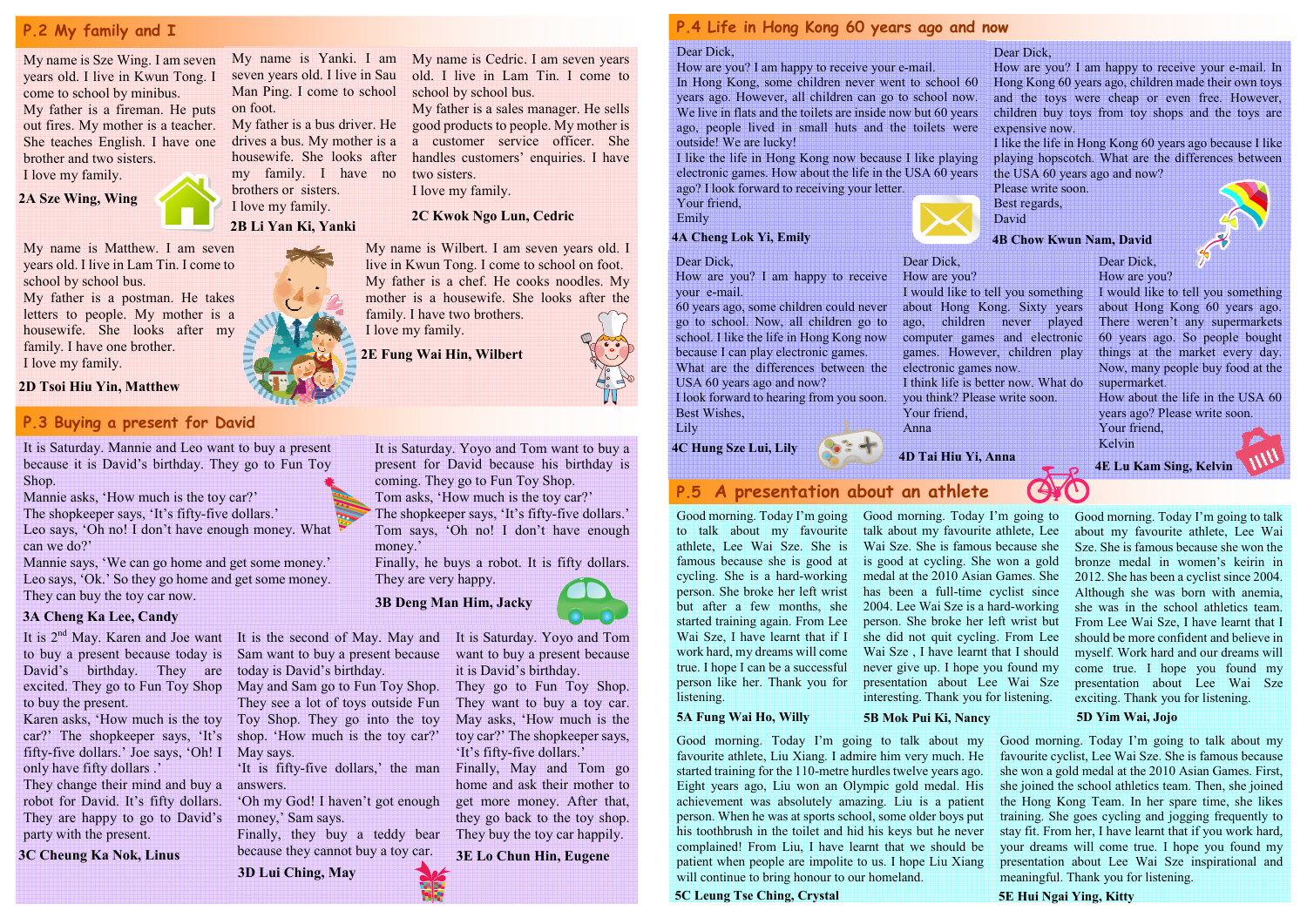## P.2 My family and I

My name is Sze Wing. I am seven years old. I live in Kwun Tong. I come to school by minibus.
My father is a fireman. He puts out fires. My mother is a teacher. She teaches English. I have one brother and two sisters.
I love my family.

**2A Sze Wing, Wing**

My name is Yanki. I am seven years old. I live in Sau Man Ping. I come to school on foot.
My father is a bus driver. He drives a bus. My mother is a housewife. She looks after my family. I have no brothers or sisters.
I love my family.

**2B Li Yan Ki, Yanki**

My name is Cedric. I am seven years old. I live in Lam Tin. I come to school by school bus.
My father is a sales manager. He sells good products to people. My mother is a customer service officer. She handles customers' enquiries. I have two sisters.
I love my family.

**2C Kwok Ngo Lun, Cedric**

My name is Matthew. I am seven years old. I live in Lam Tin. I come to school by school bus.
My father is a postman. He takes letters to people. My mother is a housewife. She looks after my family. I have one brother.
I love my family.

**2D Tsoi Hiu Yin, Matthew**

My name is Wilbert. I am seven years old. I live in Kwun Tong. I come to school on foot.
My father is a chef. He cooks noodles. My mother is a housewife. She looks after the family. I have two brothers.
I love my family.

**2E Fung Wai Hin, Wilbert**

## P.3 Buying a present for David

It is Saturday. Mannie and Leo want to buy a present because it is David's birthday. They go to Fun Toy Shop.
Mannie asks, 'How much is the toy car?'
The shopkeeper says, 'It's fifty-five dollars.'
Leo says, 'Oh no! I don't have enough money. What can we do?'
Mannie says, 'We can go home and get some money.'
Leo says, 'Ok.' So they go home and get some money.
They can buy the toy car now.

**3A Cheng Ka Lee, Candy**

It is Saturday. Yoyo and Tom want to buy a present for David because his birthday is coming. They go to Fun Toy Shop.
Tom asks, 'How much is the toy car?'
The shopkeeper says, 'It's fifty-five dollars.'
Tom says, 'Oh no! I don't have enough money.'
Finally, he buys a robot. It is fifty dollars.
They are very happy.

**3B Deng Man Him, Jacky**

It is 2nd May. Karen and Joe want to buy a present because today is David's birthday. They are excited. They go to Fun Toy Shop to buy the present.
Karen asks, 'How much is the toy car?' The shopkeeper says, 'It's fifty-five dollars.' Joe says, 'Oh! I only have fifty dollars.'
They change their mind and buy a robot for David. It's fifty dollars. They are happy to go to David's party with the present.

**3C Cheung Ka Nok, Linus**

It is the second of May. May and Sam want to buy a present because today is David's birthday.
May and Sam go to Fun Toy Shop. They see a lot of toys outside Fun Toy Shop. They go into the toy shop. 'How much is the toy car?' May says.
'It is fifty-five dollars,' the man answers.
'Oh my God! I haven't got enough money,' Sam says.
Finally, they buy a teddy bear because they cannot buy a toy car.

**3D Lui Ching, May**

It is Saturday. Yoyo and Tom want to buy a present because it is David's birthday.
They go to Fun Toy Shop. They want to buy a toy car. May asks, 'How much is the toy car?' The shopkeeper says, 'It's fifty-five dollars.'
Finally, May and Tom go home and ask their mother to get more money. After that, they go back to the toy shop. They buy the toy car happily.

**3E Lo Chun Hin, Eugene**

## P.4 Life in Hong Kong 60 years ago and now

Dear Dick,
How are you? I am happy to receive your e-mail.
In Hong Kong, some children never went to school 60 years ago. However, all children can go to school now.
We live in flats and the toilets are inside now but 60 years ago, people lived in small huts and the toilets were outside! We are lucky!
I like the life in Hong Kong now because I like playing electronic games. How about the life in the USA 60 years ago? I look forward to receiving your letter.
Your friend,
Emily

**4A Cheng Lok Yi, Emily**

Dear Dick,
How are you? I am happy to receive your e-mail. In Hong Kong 60 years ago, children made their own toys and the toys were cheap or even free. However, children buy toys from toy shops and the toys are expensive now.
I like the life in Hong Kong 60 years ago because I like playing hopscotch. What are the differences between the USA 60 years ago and now?
Please write soon.
Best regards,
David

**4B Chow Kwun Nam, David**

Dear Dick,
How are you? I am happy to receive your e-mail.
60 years ago, some children could never go to school. Now, all children go to school. I like the life in Hong Kong now because I can play electronic games.
What are the differences between the USA 60 years ago and now?
I look forward to hearing from you soon.
Best Wishes,
Lily

**4C Hung Sze Lui, Lily**

Dear Dick,
How are you?
I would like to tell you something about Hong Kong. Sixty years ago, children never played computer games and electronic games. However, children play electronic games now.
I think life is better now. What do you think? Please write soon.
Your friend,
Anna

**4D Tai Hiu Yi, Anna**

Dear Dick,
How are you?
I would like to tell you something about Hong Kong 60 years ago. There weren't any supermarkets 60 years ago. So people bought things at the market every day. Now, many people buy food at the supermarket.
How about the life in the USA 60 years ago? Please write soon.
Your friend,
Kelvin

**4E Lu Kam Sing, Kelvin**

## P.5 A presentation about an athlete

Good morning. Today I'm going to talk about my favourite athlete, Lee Wai Sze. She is famous because she is good at cycling. She is a hard-working person. She broke her left wrist but after a few months, she started training again. From Lee Wai Sze, I have learnt that if I work hard, my dreams will come true. I hope I can be a successful person like her. Thank you for listening.

**5A Fung Wai Ho, Willy**

Good morning. Today I'm going to talk about my favourite athlete, Lee Wai Sze. She is famous because she is good at cycling. She won a gold medal at the 2010 Asian Games. She has been a full-time cyclist since 2004. Lee Wai Sze is a hard-working person. She broke her left wrist but she did not quit cycling. From Lee Wai Sze , I have learnt that I should never give up. I hope you found my presentation about Lee Wai Sze interesting. Thank you for listening.

**5B Mok Pui Ki, Nancy**

Good morning. Today I'm going to talk about my favourite athlete, Lee Wai Sze. She is famous because she won the bronze medal in women's keirin in 2012. She has been a cyclist since 2004. Although she was born with anemia, she was in the school athletics team. From Lee Wai Sze, I have learnt that I should be more confident and believe in myself. Work hard and our dreams will come true. I hope you found my presentation about Lee Wai Sze exciting. Thank you for listening.

**5D Yim Wai, Jojo**

Good morning. Today I'm going to talk about my favourite athlete, Liu Xiang. I admire him very much. He started training for the 110-metre hurdles twelve years ago. Eight years ago, Liu won an Olympic gold medal. His achievement was absolutely amazing. Liu is a patient person. When he was at sports school, some older boys put his toothbrush in the toilet and hid his keys but he never complained! From Liu, I have learnt that we should be patient when people are impolite to us. I hope Liu Xiang will continue to bring honour to our homeland.

**5C Leung Tse Ching, Crystal**

Good morning. Today I'm going to talk about my favourite cyclist, Lee Wai Sze. She is famous because she won a gold medal at the 2010 Asian Games. First, she joined the school athletics team. Then, she joined the Hong Kong Team. In her spare time, she likes training. She goes cycling and jogging frequently to stay fit. From her, I have learnt that if you work hard, your dreams will come true. I hope you found my presentation about Lee Wai Sze inspirational and meaningful. Thank you for listening.

**5E Hui Ngai Ying, Kitty**